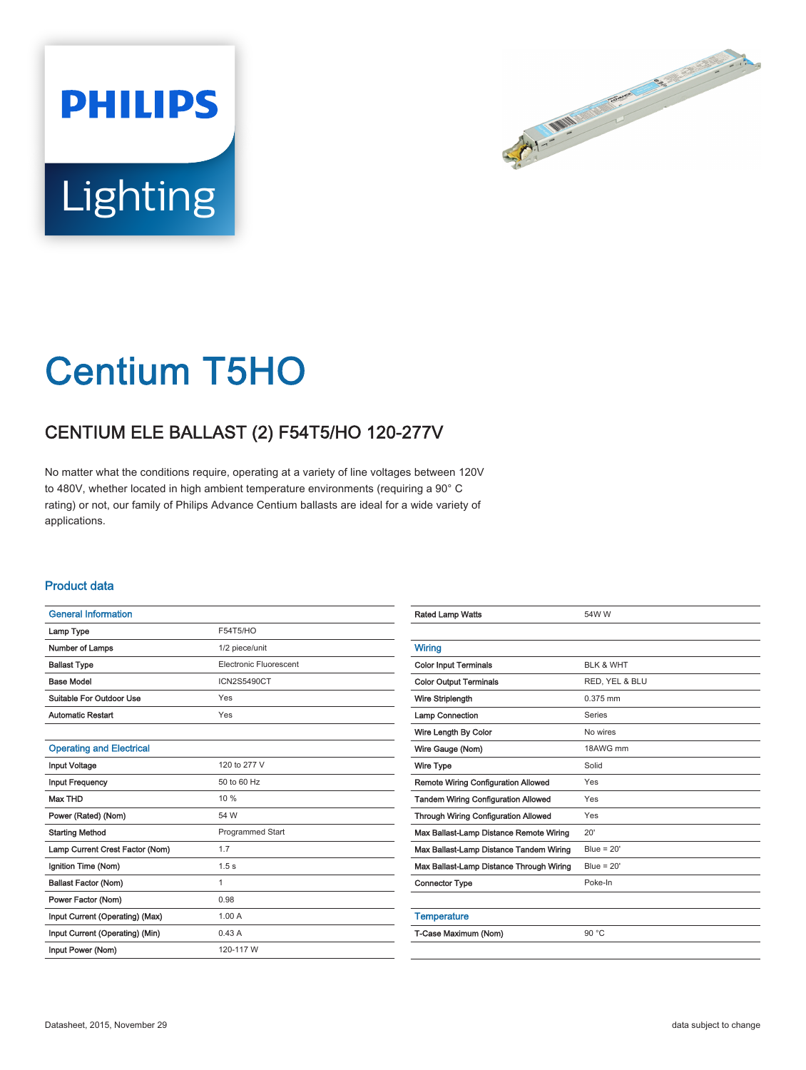# Centium T5HO

## CENTIUM ELE BALLAST (2) F54T5/HO 120-277V

No matter what the conditions require, operating at a variety of line voltages between 120V to 480V, whether located in high ambient temperature environments (requiring a 90° C rating) or not, our family of Philips Advance Centium ballasts are ideal for a wide variety of applications.

### Product data

| General Information | |
|---|---|
| Lamp Type | F54T5/HO |
| Number of Lamps | 1/2 piece/unit |
| Ballast Type | Electronic Fluorescent |
| Base Model | ICN2S5490CT |
| Suitable For Outdoor Use | Yes |
| Automatic Restart | Yes |

| Operating and Electrical | |
|---|---|
| Input Voltage | 120 to 277 V |
| Input Frequency | 50 to 60 Hz |
| Max THD | 10 % |
| Power (Rated) (Nom) | 54 W |
| Starting Method | Programmed Start |
| Lamp Current Crest Factor (Nom) | 1.7 |
| Ignition Time (Nom) | 1.5 s |
| Ballast Factor (Nom) | 1 |
| Power Factor (Nom) | 0.98 |
| Input Current (Operating) (Max) | 1.00 A |
| Input Current (Operating) (Min) | 0.43 A |
| Input Power (Nom) | 120-117 W |
| Rated Lamp Watts | 54W W |

| Wiring | |
|---|---|
| Color Input Terminals | BLK & WHT |
| Color Output Terminals | RED, YEL & BLU |
| Wire Striplength | 0.375 mm |
| Lamp Connection | Series |
| Wire Length By Color | No wires |
| Wire Gauge (Nom) | 18AWG mm |
| Wire Type | Solid |
| Remote Wiring Configuration Allowed | Yes |
| Tandem Wiring Configuration Allowed | Yes |
| Through Wiring Configuration Allowed | Yes |
| Max Ballast-Lamp Distance Remote Wiring | 20' |
| Max Ballast-Lamp Distance Tandem Wiring | Blue = 20' |
| Max Ballast-Lamp Distance Through Wiring | Blue = 20' |
| Connector Type | Poke-In |

| Temperature | |
|---|---|
| T-Case Maximum (Nom) | 90 °C |

Datasheet, 2015, November 29

data subject to change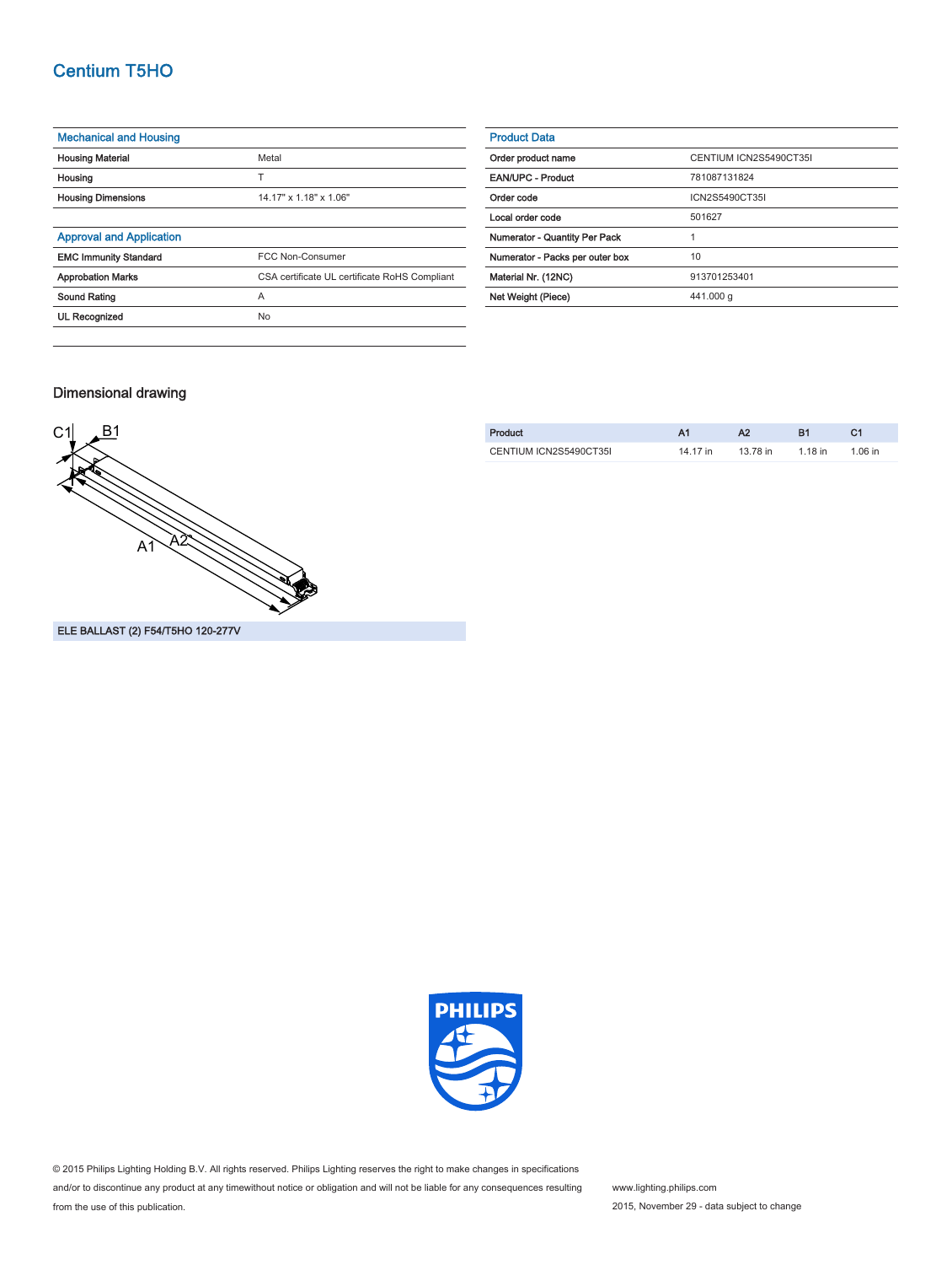# Centium T5HO

| Mechanical and Housing | |
|---|---|
| Housing Material | Metal |
| Housing | T |
| Housing Dimensions | 14.17" x 1.18" x 1.06" |

| Approval and Application | |
|---|---|
| EMC Immunity Standard | FCC Non-Consumer |
| Approbation Marks | CSA certificate UL certificate RoHS Compliant |
| Sound Rating | A |
| UL Recognized | No |

| Product Data | |
|---|---|
| Order product name | CENTIUM ICN2S5490CT35I |
| EAN/UPC - Product | 781087131824 |
| Order code | ICN2S5490CT35I |
| Local order code | 501627 |
| Numerator - Quantity Per Pack | 1 |
| Numerator - Packs per outer box | 10 |
| Material Nr. (12NC) | 913701253401 |
| Net Weight (Piece) | 441.000 g |

## Dimensional drawing

C1
B1
A1
A2

ELE BALLAST (2) F54/T5HO 120-277V

| Product | A1 | A2 | B1 | C1 |
|---|---|---|---|---|
| CENTIUM ICN2S5490CT35I | 14.17 in | 13.78 in | 1.18 in | 1.06 in |

PHILIPS

© 2015 Philips Lighting Holding B.V. All rights reserved. Philips Lighting reserves the right to make changes in specifications and/or to discontinue any product at any timewithout notice or obligation and will not be liable for any consequences resulting from the use of this publication.

www.lighting.philips.com

2015, November 29 - data subject to change